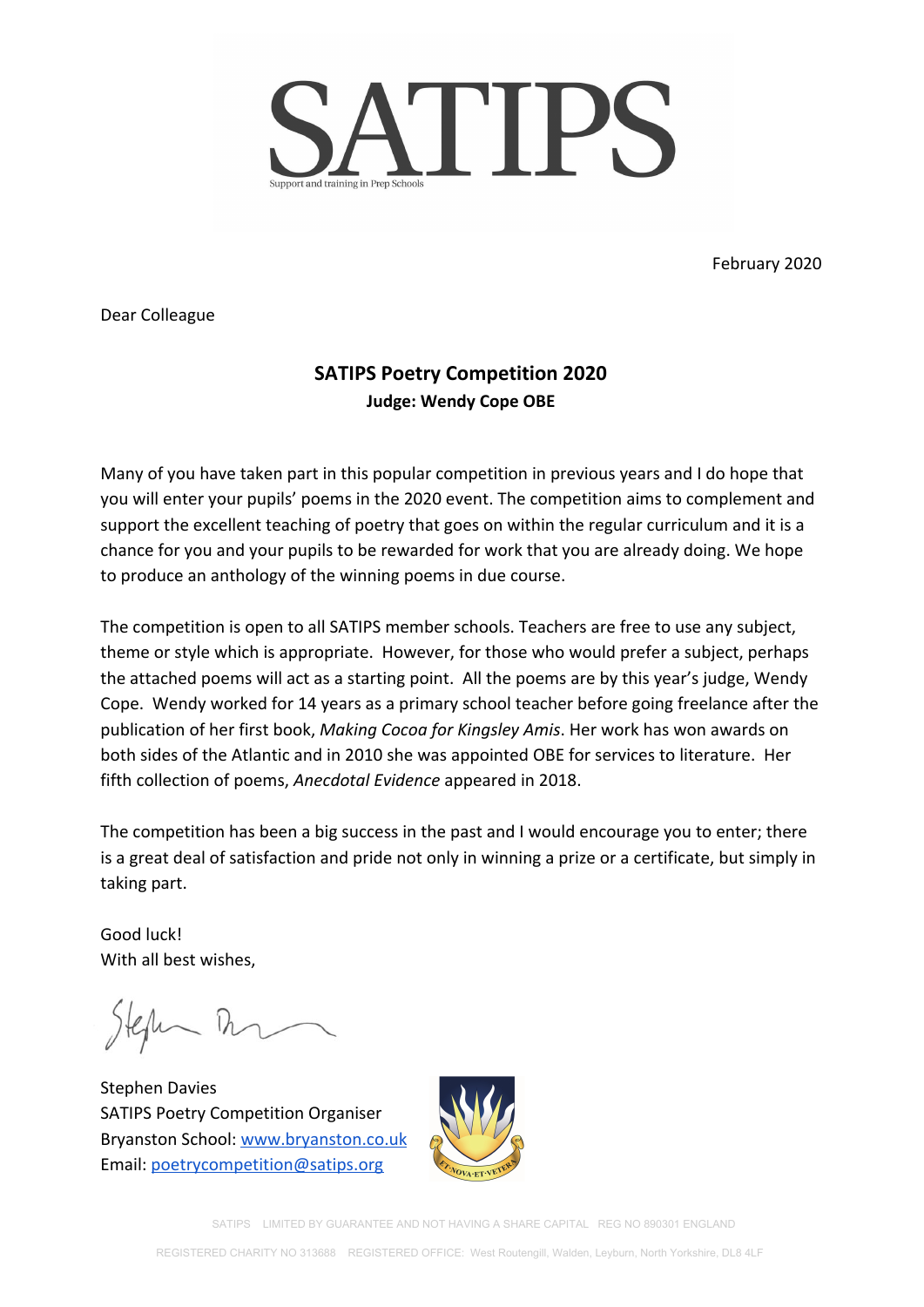# SATIPS

Support and training in Prep Schools

February 2020

Dear Colleague

## SATIPS Poetry Competition 2020

**Judge: Wendy Cope OBE**

Many of you have taken part in this popular competition in previous years and I do hope that you will enter your pupils' poems in the 2020 event. The competition aims to complement and support the excellent teaching of poetry that goes on within the regular curriculum and it is a chance for you and your pupils to be rewarded for work that you are already doing. We hope to produce an anthology of the winning poems in due course.

The competition is open to all SATIPS member schools. Teachers are free to use any subject, theme or style which is appropriate. However, for those who would prefer a subject, perhaps the attached poems will act as a starting point. All the poems are by this year's judge, Wendy Cope. Wendy worked for 14 years as a primary school teacher before going freelance after the publication of her first book, *Making Cocoa for Kingsley Amis*. Her work has won awards on both sides of the Atlantic and in 2010 she was appointed OBE for services to literature. Her fifth collection of poems, *Anecdotal Evidence* appeared in 2018.

The competition has been a big success in the past and I would encourage you to enter; there is a great deal of satisfaction and pride not only in winning a prize or a certificate, but simply in taking part.

Good luck!
With all best wishes,

Stephen Davies
SATIPS Poetry Competition Organiser
Bryanston School: [www.bryanston.co.uk](http://www.bryanston.co.uk)
Email: [poetrycompetition@satips.org](mailto:poetrycompetition@satips.org)

ET·NOVA·ET·VETERA

SATIPS LIMITED BY GUARANTEE AND NOT HAVING A SHARE CAPITAL REG NO 890301 ENGLAND

REGISTERED CHARITY NO 313688 REGISTERED OFFICE: West Routengill, Walden, Leyburn, North Yorkshire, DL8 4LF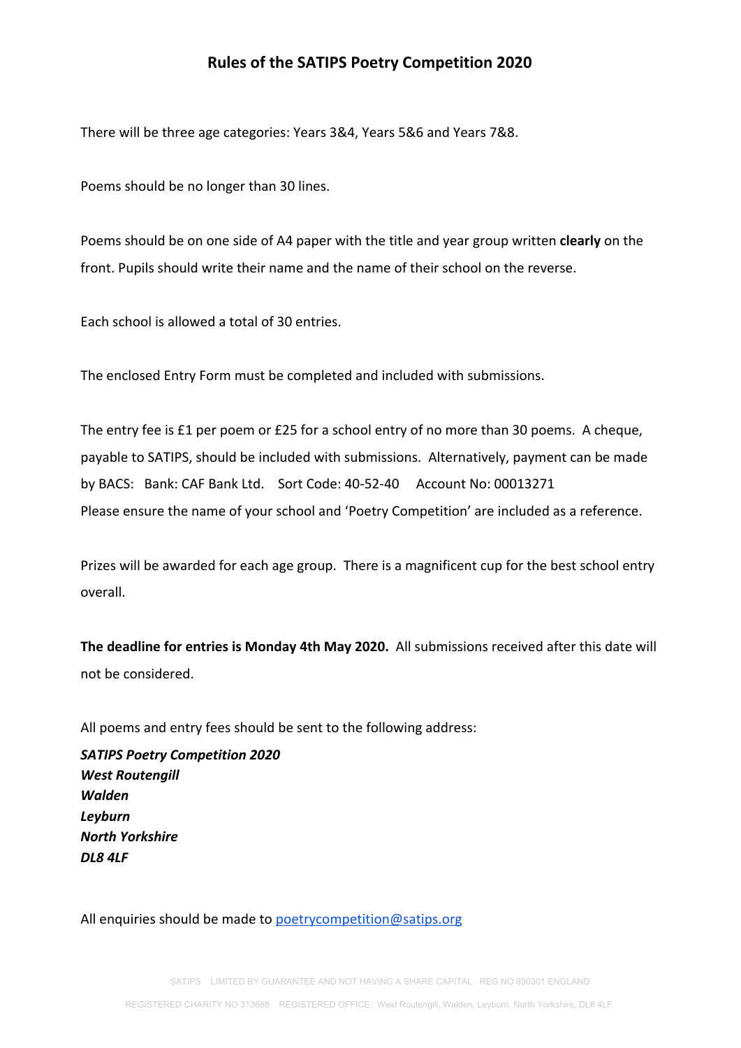# Rules of the SATIPS Poetry Competition 2020

There will be three age categories: Years 3&4, Years 5&6 and Years 7&8.

Poems should be no longer than 30 lines.

Poems should be on one side of A4 paper with the title and year group written **clearly** on the front. Pupils should write their name and the name of their school on the reverse.

Each school is allowed a total of 30 entries.

The enclosed Entry Form must be completed and included with submissions.

The entry fee is £1 per poem or £25 for a school entry of no more than 30 poems. A cheque, payable to SATIPS, should be included with submissions. Alternatively, payment can be made by BACS: Bank: CAF Bank Ltd. Sort Code: 40-52-40 Account No: 00013271
Please ensure the name of your school and 'Poetry Competition' are included as a reference.

Prizes will be awarded for each age group. There is a magnificent cup for the best school entry overall.

**The deadline for entries is Monday 4th May 2020.** All submissions received after this date will not be considered.

All poems and entry fees should be sent to the following address:

***SATIPS Poetry Competition 2020***
***West Routengill***
***Walden***
***Leyburn***
***North Yorkshire***
***DL8 4LF***

All enquiries should be made to poetrycompetition@satips.org

SATIPS LIMITED BY GUARANTEE AND NOT HAVING A SHARE CAPITAL REG NO 890301 ENGLAND

REGISTERED CHARITY NO 313688 REGISTERED OFFICE: West Routengill, Walden, Leyburn, North Yorkshire, DL8 4LF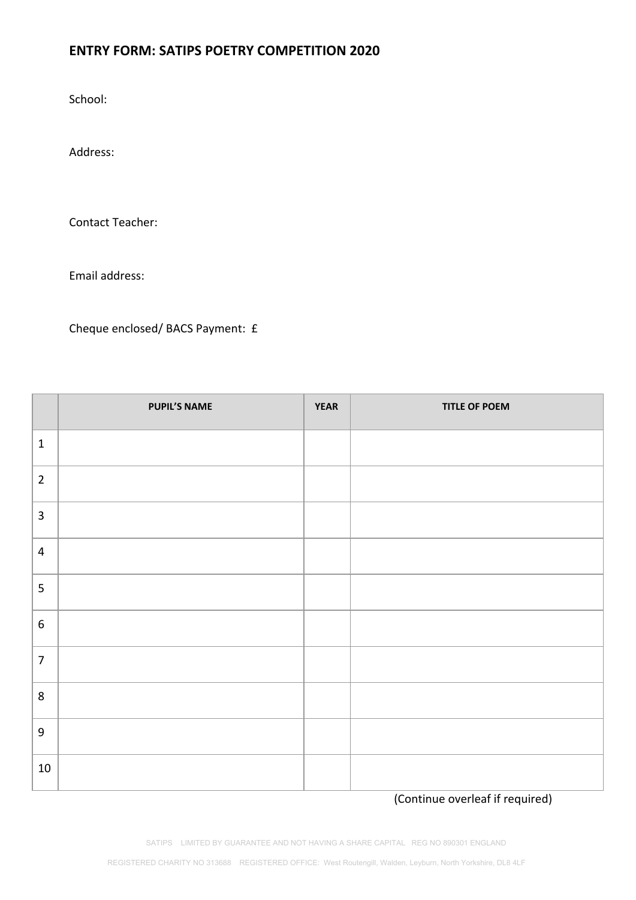## ENTRY FORM: SATIPS POETRY COMPETITION 2020

School:

Address:

Contact Teacher:

Email address:

Cheque enclosed/ BACS Payment: £

| | PUPIL'S NAME | YEAR | TITLE OF POEM |
|---|---|---|---|
| 1 | | | |
| 2 | | | |
| 3 | | | |
| 4 | | | |
| 5 | | | |
| 6 | | | |
| 7 | | | |
| 8 | | | |
| 9 | | | |
| 10 | | | |

(Continue overleaf if required)

SATIPS LIMITED BY GUARANTEE AND NOT HAVING A SHARE CAPITAL REG NO 890301 ENGLAND

REGISTERED CHARITY NO 313688 REGISTERED OFFICE: West Routengill, Walden, Leyburn, North Yorkshire, DL8 4LF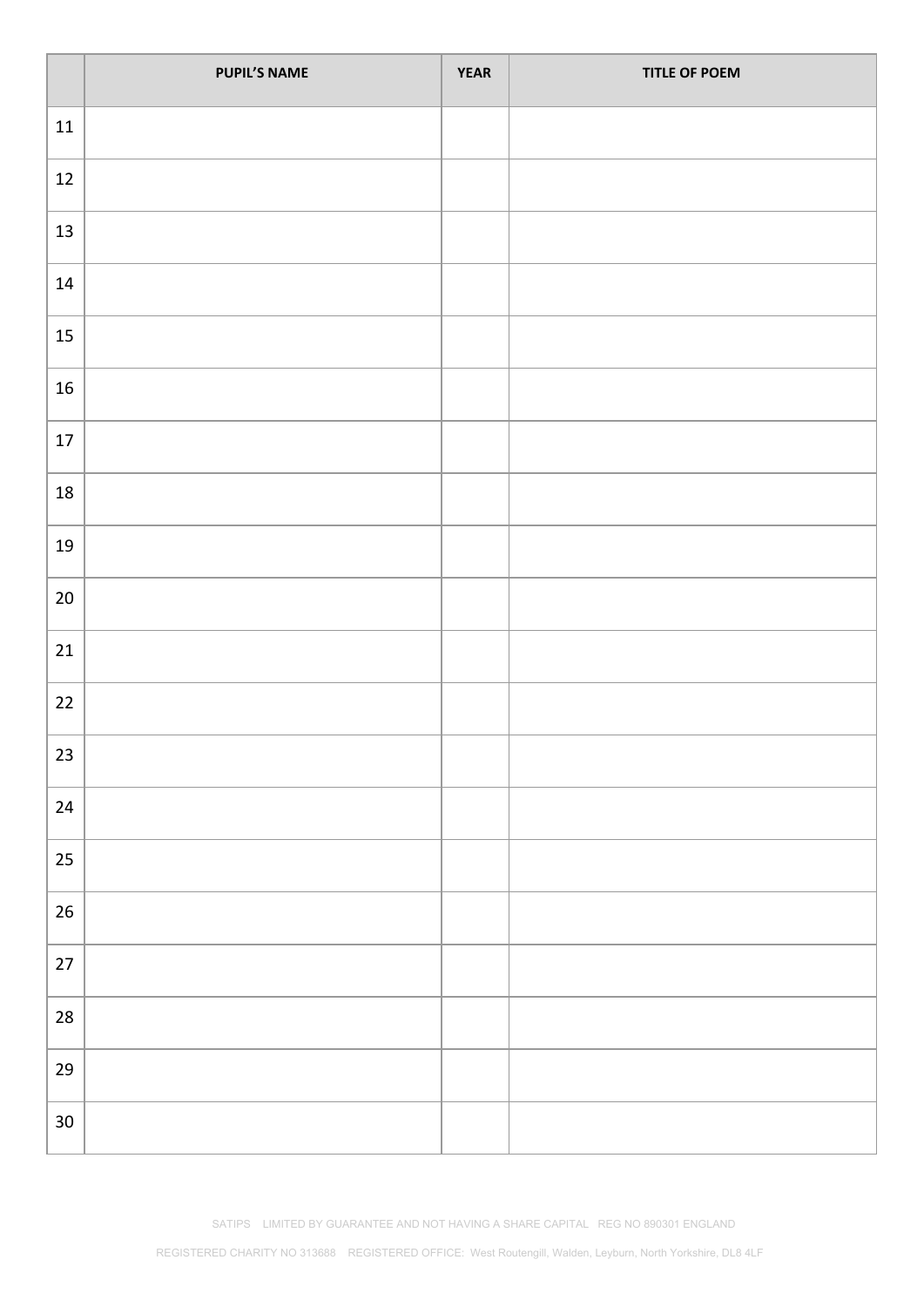| | PUPIL'S NAME | YEAR | TITLE OF POEM |
|---|---|---|---|
| 11 | | | |
| 12 | | | |
| 13 | | | |
| 14 | | | |
| 15 | | | |
| 16 | | | |
| 17 | | | |
| 18 | | | |
| 19 | | | |
| 20 | | | |
| 21 | | | |
| 22 | | | |
| 23 | | | |
| 24 | | | |
| 25 | | | |
| 26 | | | |
| 27 | | | |
| 28 | | | |
| 29 | | | |
| 30 | | | |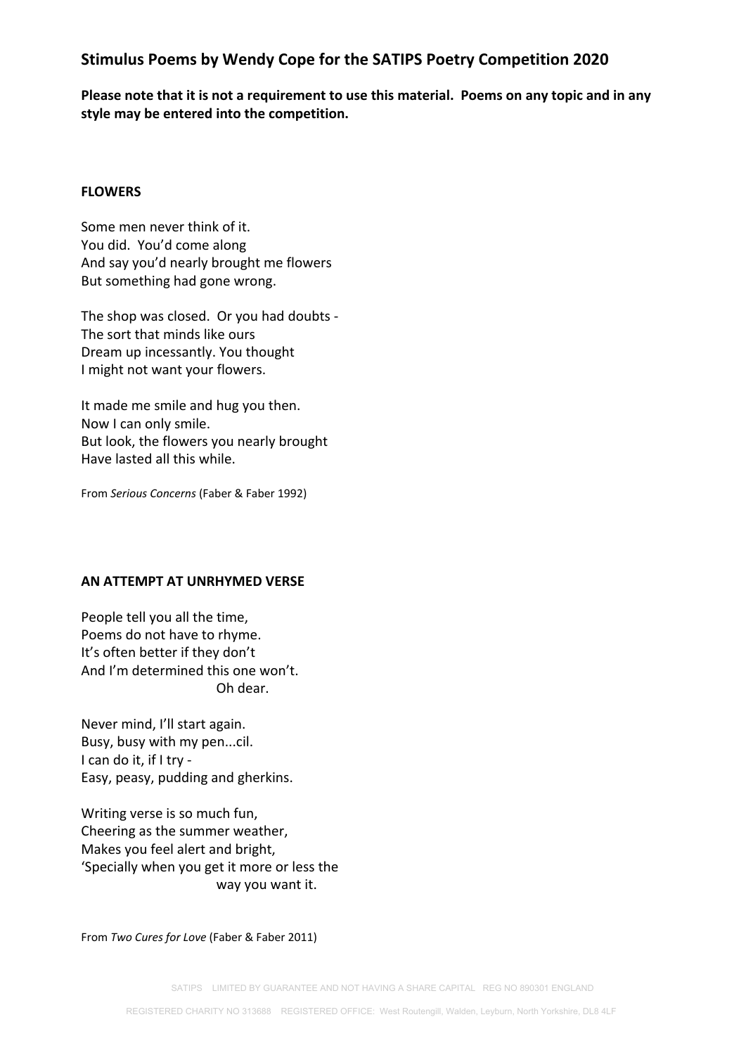## Stimulus Poems by Wendy Cope for the SATIPS Poetry Competition 2020

**Please note that it is not a requirement to use this material. Poems on any topic and in any style may be entered into the competition.**

### FLOWERS

Some men never think of it.  
You did. You'd come along  
And say you'd nearly brought me flowers  
But something had gone wrong.

The shop was closed. Or you had doubts -  
The sort that minds like ours  
Dream up incessantly. You thought  
I might not want your flowers.

It made me smile and hug you then.  
Now I can only smile.  
But look, the flowers you nearly brought  
Have lasted all this while.

From *Serious Concerns* (Faber & Faber 1992)

### AN ATTEMPT AT UNRHYMED VERSE

People tell you all the time,  
Poems do not have to rhyme.  
It's often better if they don't  
And I'm determined this one won't.  
                              Oh dear.

Never mind, I'll start again.  
Busy, busy with my pen...cil.  
I can do it, if I try -  
Easy, peasy, pudding and gherkins.

Writing verse is so much fun,  
Cheering as the summer weather,  
Makes you feel alert and bright,  
'Specially when you get it more or less the  
                              way you want it.

From *Two Cures for Love* (Faber & Faber 2011)

SATIPS LIMITED BY GUARANTEE AND NOT HAVING A SHARE CAPITAL REG NO 890301 ENGLAND

REGISTERED CHARITY NO 313688 REGISTERED OFFICE: West Routengill, Walden, Leyburn, North Yorkshire, DL8 4LF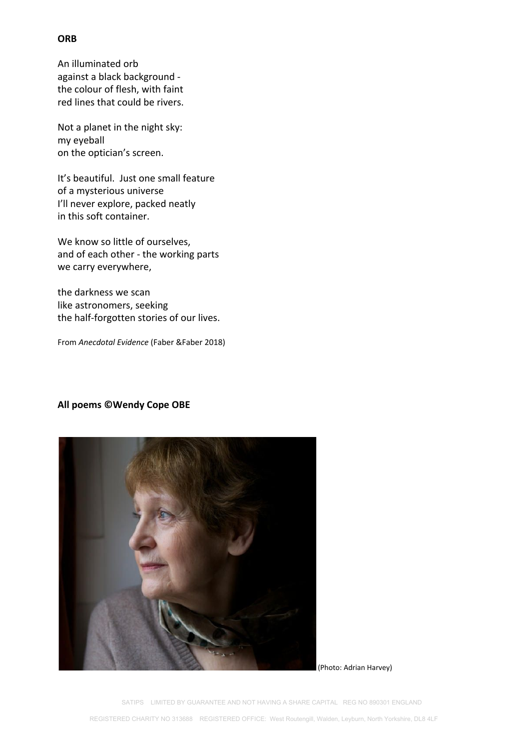**ORB**

An illuminated orb
against a black background -
the colour of flesh, with faint
red lines that could be rivers.

Not a planet in the night sky:
my eyeball
on the optician's screen.

It's beautiful. Just one small feature
of a mysterious universe
I'll never explore, packed neatly
in this soft container.

We know so little of ourselves,
and of each other - the working parts
we carry everywhere,

the darkness we scan
like astronomers, seeking
the half-forgotten stories of our lives.

From *Anecdotal Evidence* (Faber &Faber 2018)

**All poems ©Wendy Cope OBE**

(Photo: Adrian Harvey)

SATIPS LIMITED BY GUARANTEE AND NOT HAVING A SHARE CAPITAL REG NO 890301 ENGLAND

REGISTERED CHARITY NO 313688 REGISTERED OFFICE: West Routengill, Walden, Leyburn, North Yorkshire, DL8 4LF